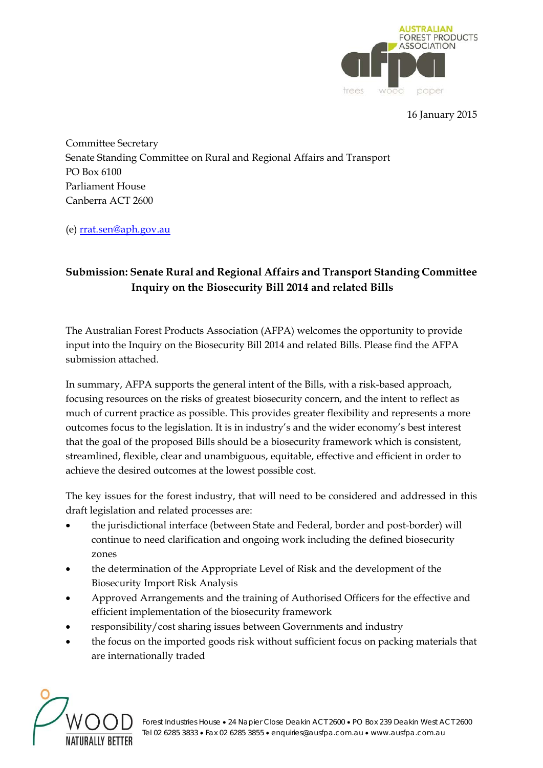16 January 2015

Committee Secretary
Senate Standing Committee on Rural and Regional Affairs and Transport
PO Box 6100
Parliament House
Canberra ACT 2600

(e) rrat.sen@aph.gov.au

**Submission: Senate Rural and Regional Affairs and Transport Standing Committee Inquiry on the Biosecurity Bill 2014 and related Bills**

The Australian Forest Products Association (AFPA) welcomes the opportunity to provide input into the Inquiry on the Biosecurity Bill 2014 and related Bills. Please find the AFPA submission attached.

In summary, AFPA supports the general intent of the Bills, with a risk-based approach, focusing resources on the risks of greatest biosecurity concern, and the intent to reflect as much of current practice as possible. This provides greater flexibility and represents a more outcomes focus to the legislation. It is in industry's and the wider economy's best interest that the goal of the proposed Bills should be a biosecurity framework which is consistent, streamlined, flexible, clear and unambiguous, equitable, effective and efficient in order to achieve the desired outcomes at the lowest possible cost.

The key issues for the forest industry, that will need to be considered and addressed in this draft legislation and related processes are:

- the jurisdictional interface (between State and Federal, border and post-border) will continue to need clarification and ongoing work including the defined biosecurity zones
- the determination of the Appropriate Level of Risk and the development of the Biosecurity Import Risk Analysis
- Approved Arrangements and the training of Authorised Officers for the effective and efficient implementation of the biosecurity framework
- responsibility/cost sharing issues between Governments and industry
- the focus on the imported goods risk without sufficient focus on packing materials that are internationally traded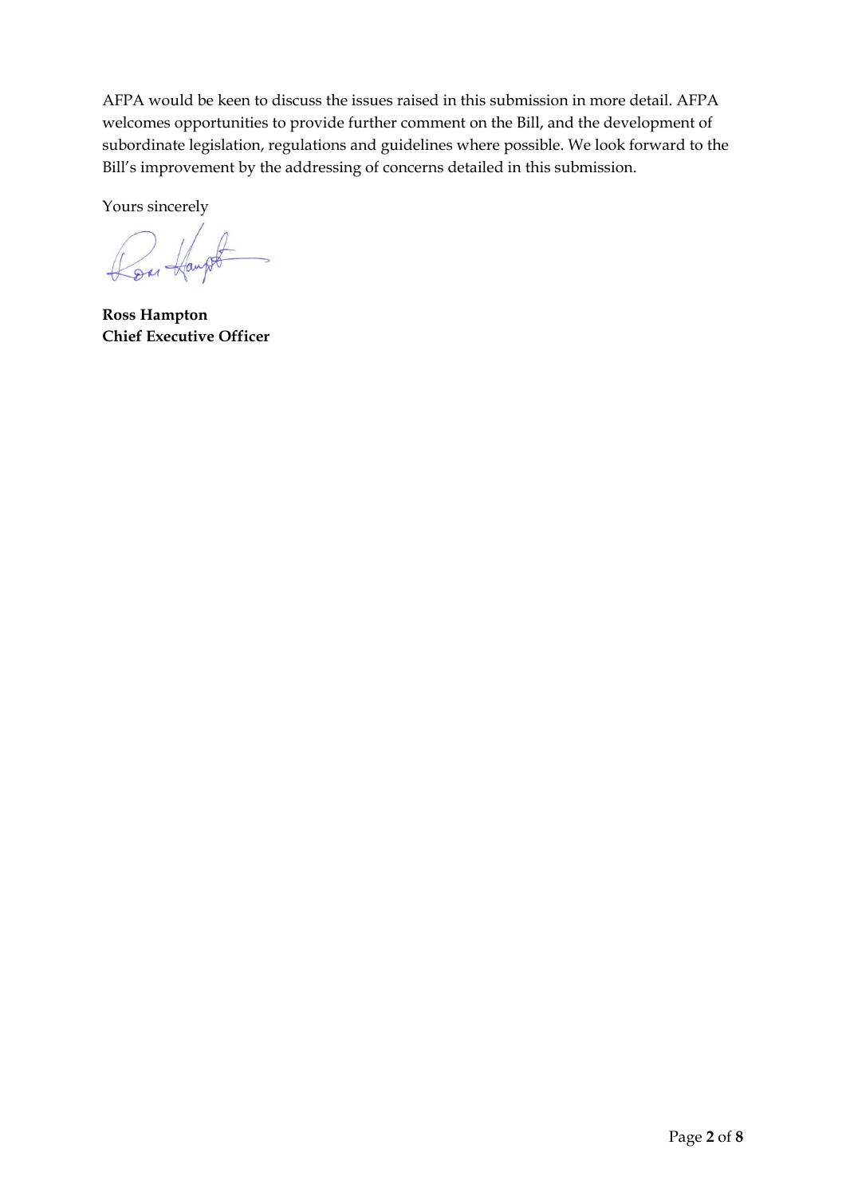AFPA would be keen to discuss the issues raised in this submission in more detail. AFPA welcomes opportunities to provide further comment on the Bill, and the development of subordinate legislation, regulations and guidelines where possible. We look forward to the Bill's improvement by the addressing of concerns detailed in this submission.

Yours sincerely

**Ross Hampton**
**Chief Executive Officer**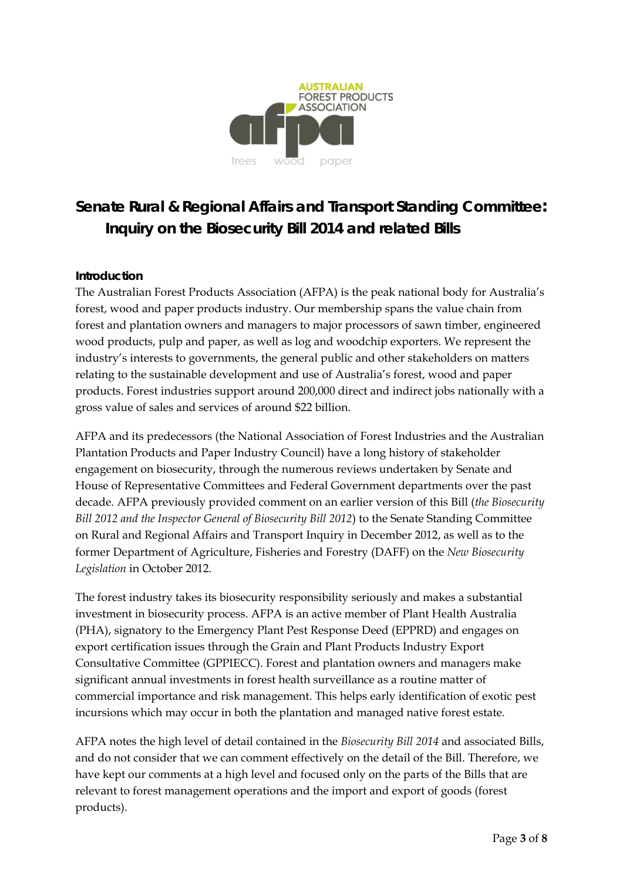# Senate Rural & Regional Affairs and Transport Standing Committee: Inquiry on the Biosecurity Bill 2014 and related Bills

## Introduction

The Australian Forest Products Association (AFPA) is the peak national body for Australia's forest, wood and paper products industry. Our membership spans the value chain from forest and plantation owners and managers to major processors of sawn timber, engineered wood products, pulp and paper, as well as log and woodchip exporters. We represent the industry's interests to governments, the general public and other stakeholders on matters relating to the sustainable development and use of Australia's forest, wood and paper products. Forest industries support around 200,000 direct and indirect jobs nationally with a gross value of sales and services of around $22 billion.

AFPA and its predecessors (the National Association of Forest Industries and the Australian Plantation Products and Paper Industry Council) have a long history of stakeholder engagement on biosecurity, through the numerous reviews undertaken by Senate and House of Representative Committees and Federal Government departments over the past decade. AFPA previously provided comment on an earlier version of this Bill (*the Biosecurity Bill 2012 and the Inspector General of Biosecurity Bill 2012*) to the Senate Standing Committee on Rural and Regional Affairs and Transport Inquiry in December 2012, as well as to the former Department of Agriculture, Fisheries and Forestry (DAFF) on the *New Biosecurity Legislation* in October 2012.

The forest industry takes its biosecurity responsibility seriously and makes a substantial investment in biosecurity process. AFPA is an active member of Plant Health Australia (PHA), signatory to the Emergency Plant Pest Response Deed (EPPRD) and engages on export certification issues through the Grain and Plant Products Industry Export Consultative Committee (GPPIECC). Forest and plantation owners and managers make significant annual investments in forest health surveillance as a routine matter of commercial importance and risk management. This helps early identification of exotic pest incursions which may occur in both the plantation and managed native forest estate.

AFPA notes the high level of detail contained in the *Biosecurity Bill 2014* and associated Bills, and do not consider that we can comment effectively on the detail of the Bill. Therefore, we have kept our comments at a high level and focused only on the parts of the Bills that are relevant to forest management operations and the import and export of goods (forest products).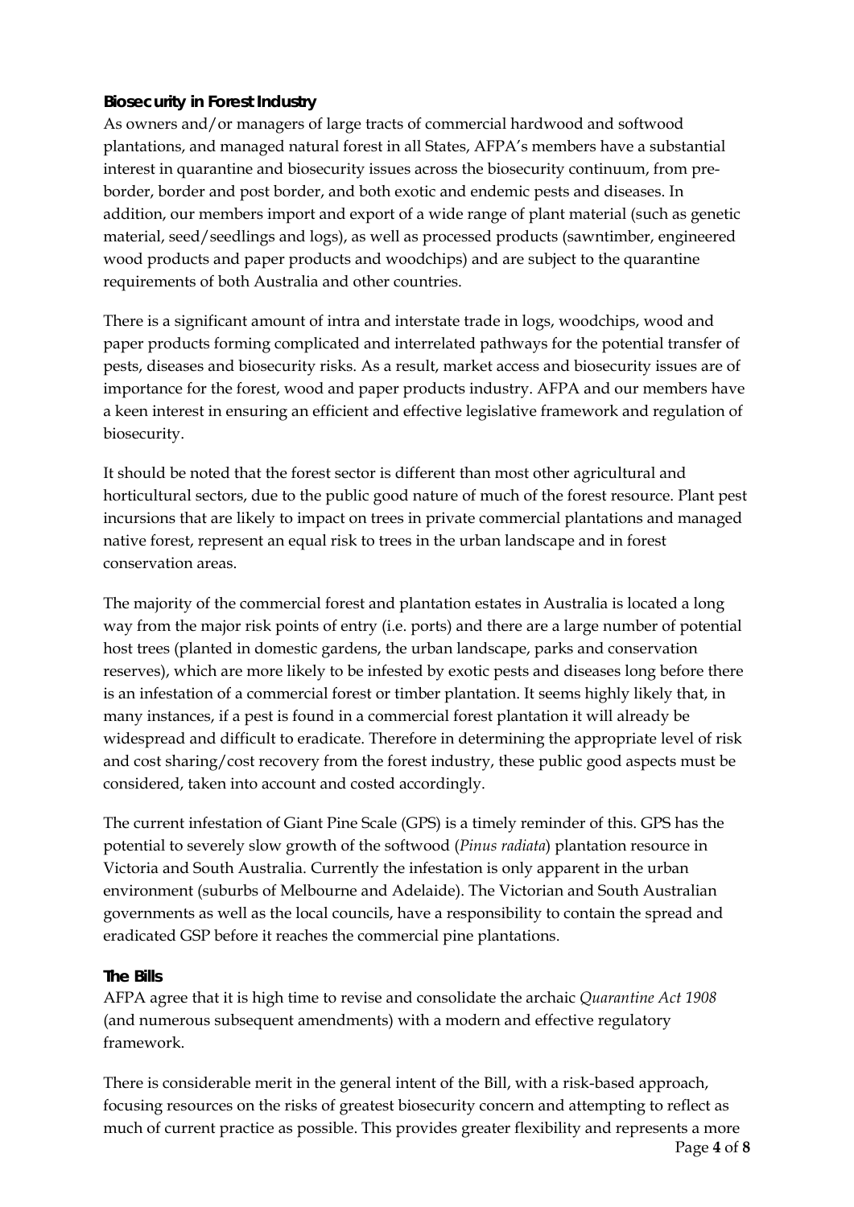**Biosecurity in Forest Industry**

As owners and/or managers of large tracts of commercial hardwood and softwood plantations, and managed natural forest in all States, AFPA's members have a substantial interest in quarantine and biosecurity issues across the biosecurity continuum, from pre-border, border and post border, and both exotic and endemic pests and diseases. In addition, our members import and export of a wide range of plant material (such as genetic material, seed/seedlings and logs), as well as processed products (sawntimber, engineered wood products and paper products and woodchips) and are subject to the quarantine requirements of both Australia and other countries.

There is a significant amount of intra and interstate trade in logs, woodchips, wood and paper products forming complicated and interrelated pathways for the potential transfer of pests, diseases and biosecurity risks. As a result, market access and biosecurity issues are of importance for the forest, wood and paper products industry. AFPA and our members have a keen interest in ensuring an efficient and effective legislative framework and regulation of biosecurity.

It should be noted that the forest sector is different than most other agricultural and horticultural sectors, due to the public good nature of much of the forest resource. Plant pest incursions that are likely to impact on trees in private commercial plantations and managed native forest, represent an equal risk to trees in the urban landscape and in forest conservation areas.

The majority of the commercial forest and plantation estates in Australia is located a long way from the major risk points of entry (i.e. ports) and there are a large number of potential host trees (planted in domestic gardens, the urban landscape, parks and conservation reserves), which are more likely to be infested by exotic pests and diseases long before there is an infestation of a commercial forest or timber plantation. It seems highly likely that, in many instances, if a pest is found in a commercial forest plantation it will already be widespread and difficult to eradicate. Therefore in determining the appropriate level of risk and cost sharing/cost recovery from the forest industry, these public good aspects must be considered, taken into account and costed accordingly.

The current infestation of Giant Pine Scale (GPS) is a timely reminder of this. GPS has the potential to severely slow growth of the softwood (*Pinus radiata*) plantation resource in Victoria and South Australia. Currently the infestation is only apparent in the urban environment (suburbs of Melbourne and Adelaide). The Victorian and South Australian governments as well as the local councils, have a responsibility to contain the spread and eradicated GSP before it reaches the commercial pine plantations.

**The Bills**

AFPA agree that it is high time to revise and consolidate the archaic *Quarantine Act 1908* (and numerous subsequent amendments) with a modern and effective regulatory framework.

There is considerable merit in the general intent of the Bill, with a risk-based approach, focusing resources on the risks of greatest biosecurity concern and attempting to reflect as much of current practice as possible. This provides greater flexibility and represents a more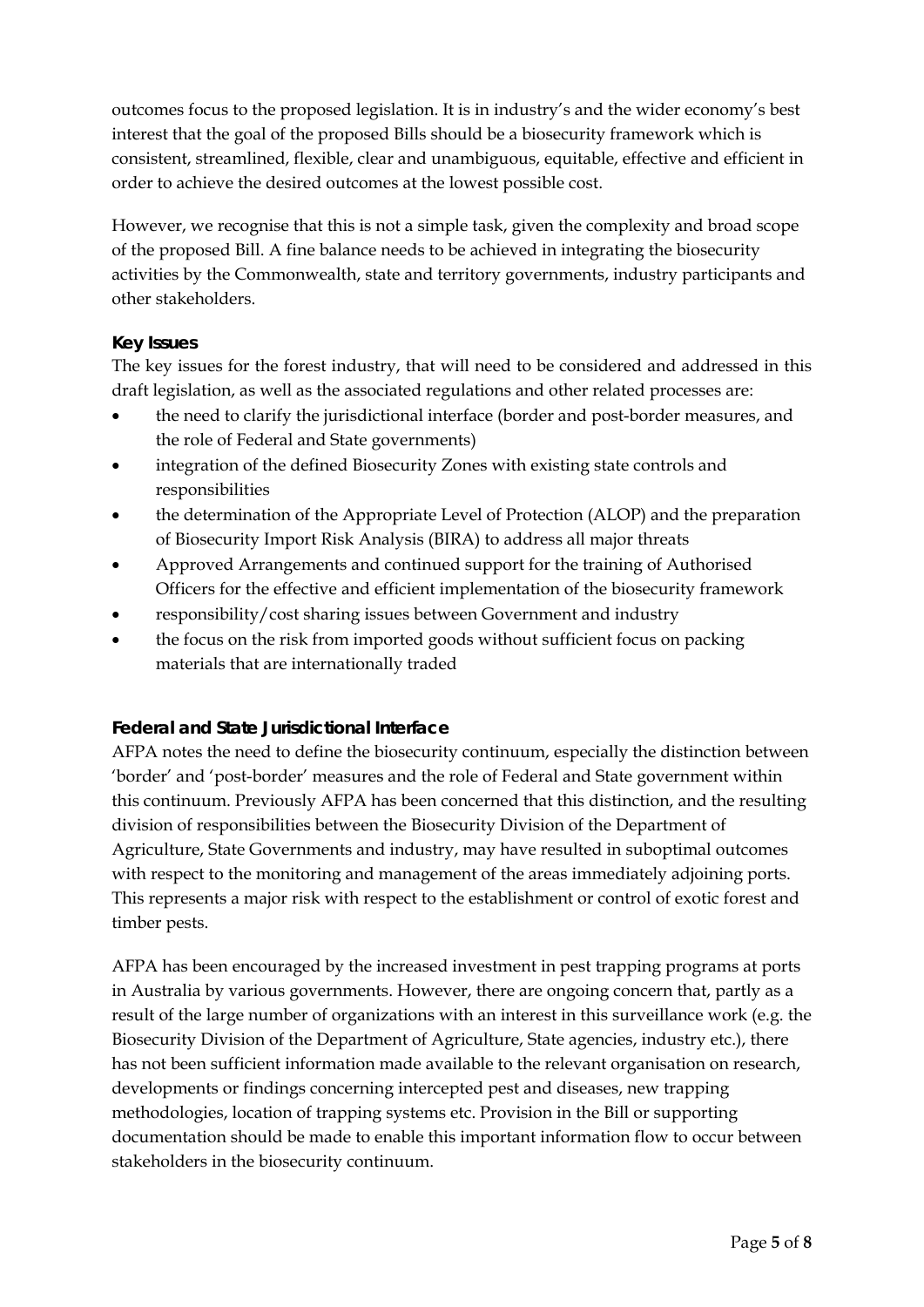outcomes focus to the proposed legislation. It is in industry's and the wider economy's best interest that the goal of the proposed Bills should be a biosecurity framework which is consistent, streamlined, flexible, clear and unambiguous, equitable, effective and efficient in order to achieve the desired outcomes at the lowest possible cost.

However, we recognise that this is not a simple task, given the complexity and broad scope of the proposed Bill. A fine balance needs to be achieved in integrating the biosecurity activities by the Commonwealth, state and territory governments, industry participants and other stakeholders.

### Key Issues

The key issues for the forest industry, that will need to be considered and addressed in this draft legislation, as well as the associated regulations and other related processes are:

- the need to clarify the jurisdictional interface (border and post-border measures, and the role of Federal and State governments)
- integration of the defined Biosecurity Zones with existing state controls and responsibilities
- the determination of the Appropriate Level of Protection (ALOP) and the preparation of Biosecurity Import Risk Analysis (BIRA) to address all major threats
- Approved Arrangements and continued support for the training of Authorised Officers for the effective and efficient implementation of the biosecurity framework
- responsibility/cost sharing issues between Government and industry
- the focus on the risk from imported goods without sufficient focus on packing materials that are internationally traded

### Federal and State Jurisdictional Interface

AFPA notes the need to define the biosecurity continuum, especially the distinction between 'border' and 'post-border' measures and the role of Federal and State government within this continuum. Previously AFPA has been concerned that this distinction, and the resulting division of responsibilities between the Biosecurity Division of the Department of Agriculture, State Governments and industry, may have resulted in suboptimal outcomes with respect to the monitoring and management of the areas immediately adjoining ports. This represents a major risk with respect to the establishment or control of exotic forest and timber pests.

AFPA has been encouraged by the increased investment in pest trapping programs at ports in Australia by various governments. However, there are ongoing concern that, partly as a result of the large number of organizations with an interest in this surveillance work (e.g. the Biosecurity Division of the Department of Agriculture, State agencies, industry etc.), there has not been sufficient information made available to the relevant organisation on research, developments or findings concerning intercepted pest and diseases, new trapping methodologies, location of trapping systems etc. Provision in the Bill or supporting documentation should be made to enable this important information flow to occur between stakeholders in the biosecurity continuum.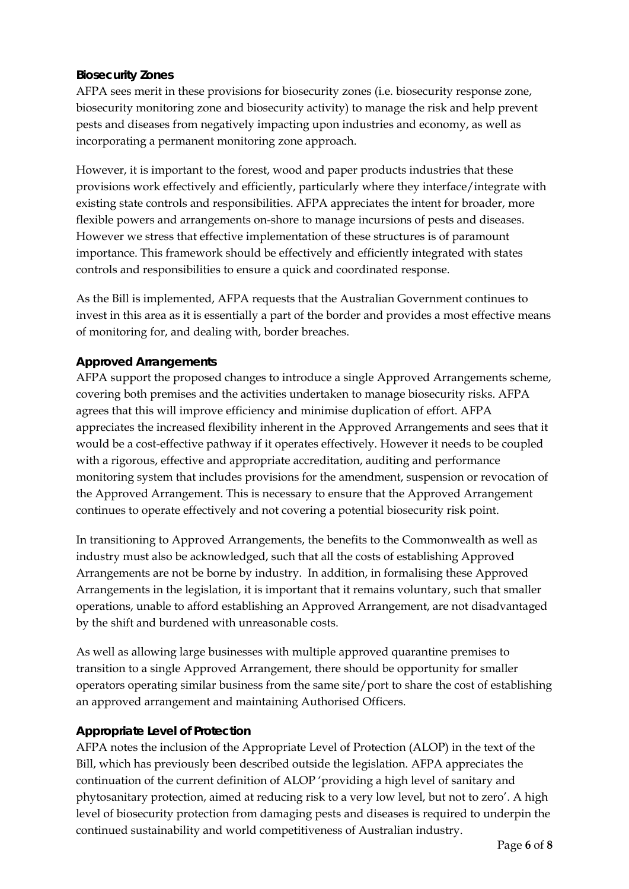**Biosecurity Zones**

AFPA sees merit in these provisions for biosecurity zones (i.e. biosecurity response zone, biosecurity monitoring zone and biosecurity activity) to manage the risk and help prevent pests and diseases from negatively impacting upon industries and economy, as well as incorporating a permanent monitoring zone approach.

However, it is important to the forest, wood and paper products industries that these provisions work effectively and efficiently, particularly where they interface/integrate with existing state controls and responsibilities. AFPA appreciates the intent for broader, more flexible powers and arrangements on-shore to manage incursions of pests and diseases. However we stress that effective implementation of these structures is of paramount importance. This framework should be effectively and efficiently integrated with states controls and responsibilities to ensure a quick and coordinated response.

As the Bill is implemented, AFPA requests that the Australian Government continues to invest in this area as it is essentially a part of the border and provides a most effective means of monitoring for, and dealing with, border breaches.

**Approved Arrangements**

AFPA support the proposed changes to introduce a single Approved Arrangements scheme, covering both premises and the activities undertaken to manage biosecurity risks. AFPA agrees that this will improve efficiency and minimise duplication of effort. AFPA appreciates the increased flexibility inherent in the Approved Arrangements and sees that it would be a cost-effective pathway if it operates effectively. However it needs to be coupled with a rigorous, effective and appropriate accreditation, auditing and performance monitoring system that includes provisions for the amendment, suspension or revocation of the Approved Arrangement. This is necessary to ensure that the Approved Arrangement continues to operate effectively and not covering a potential biosecurity risk point.

In transitioning to Approved Arrangements, the benefits to the Commonwealth as well as industry must also be acknowledged, such that all the costs of establishing Approved Arrangements are not be borne by industry. In addition, in formalising these Approved Arrangements in the legislation, it is important that it remains voluntary, such that smaller operations, unable to afford establishing an Approved Arrangement, are not disadvantaged by the shift and burdened with unreasonable costs.

As well as allowing large businesses with multiple approved quarantine premises to transition to a single Approved Arrangement, there should be opportunity for smaller operators operating similar business from the same site/port to share the cost of establishing an approved arrangement and maintaining Authorised Officers.

**Appropriate Level of Protection**

AFPA notes the inclusion of the Appropriate Level of Protection (ALOP) in the text of the Bill, which has previously been described outside the legislation. AFPA appreciates the continuation of the current definition of ALOP 'providing a high level of sanitary and phytosanitary protection, aimed at reducing risk to a very low level, but not to zero'. A high level of biosecurity protection from damaging pests and diseases is required to underpin the continued sustainability and world competitiveness of Australian industry.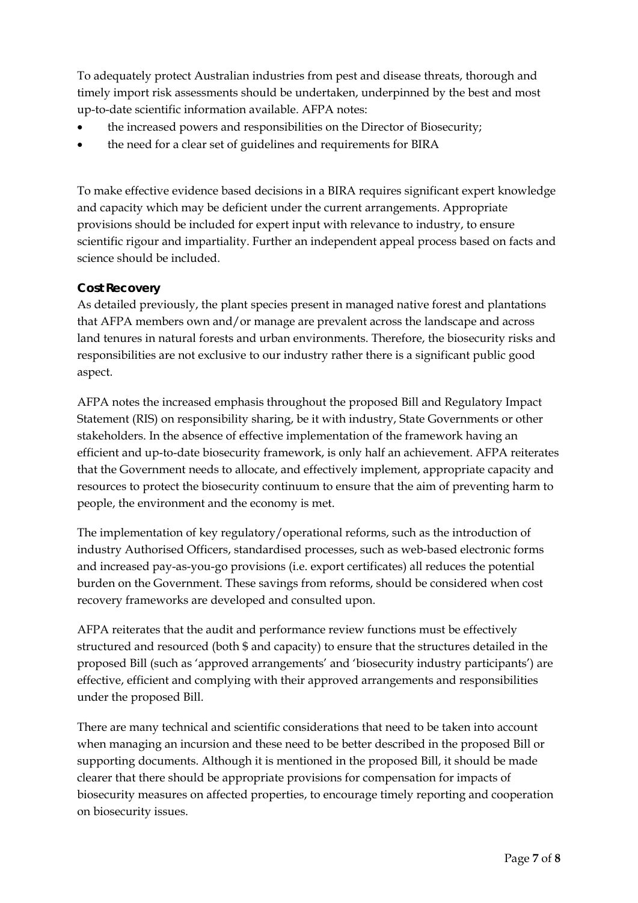To adequately protect Australian industries from pest and disease threats, thorough and timely import risk assessments should be undertaken, underpinned by the best and most up-to-date scientific information available. AFPA notes:

- the increased powers and responsibilities on the Director of Biosecurity;
- the need for a clear set of guidelines and requirements for BIRA

To make effective evidence based decisions in a BIRA requires significant expert knowledge and capacity which may be deficient under the current arrangements. Appropriate provisions should be included for expert input with relevance to industry, to ensure scientific rigour and impartiality. Further an independent appeal process based on facts and science should be included.

**Cost Recovery**

As detailed previously, the plant species present in managed native forest and plantations that AFPA members own and/or manage are prevalent across the landscape and across land tenures in natural forests and urban environments. Therefore, the biosecurity risks and responsibilities are not exclusive to our industry rather there is a significant public good aspect.

AFPA notes the increased emphasis throughout the proposed Bill and Regulatory Impact Statement (RIS) on responsibility sharing, be it with industry, State Governments or other stakeholders. In the absence of effective implementation of the framework having an efficient and up-to-date biosecurity framework, is only half an achievement. AFPA reiterates that the Government needs to allocate, and effectively implement, appropriate capacity and resources to protect the biosecurity continuum to ensure that the aim of preventing harm to people, the environment and the economy is met.

The implementation of key regulatory/operational reforms, such as the introduction of industry Authorised Officers, standardised processes, such as web-based electronic forms and increased pay-as-you-go provisions (i.e. export certificates) all reduces the potential burden on the Government. These savings from reforms, should be considered when cost recovery frameworks are developed and consulted upon.

AFPA reiterates that the audit and performance review functions must be effectively structured and resourced (both $ and capacity) to ensure that the structures detailed in the proposed Bill (such as 'approved arrangements' and 'biosecurity industry participants') are effective, efficient and complying with their approved arrangements and responsibilities under the proposed Bill.

There are many technical and scientific considerations that need to be taken into account when managing an incursion and these need to be better described in the proposed Bill or supporting documents. Although it is mentioned in the proposed Bill, it should be made clearer that there should be appropriate provisions for compensation for impacts of biosecurity measures on affected properties, to encourage timely reporting and cooperation on biosecurity issues.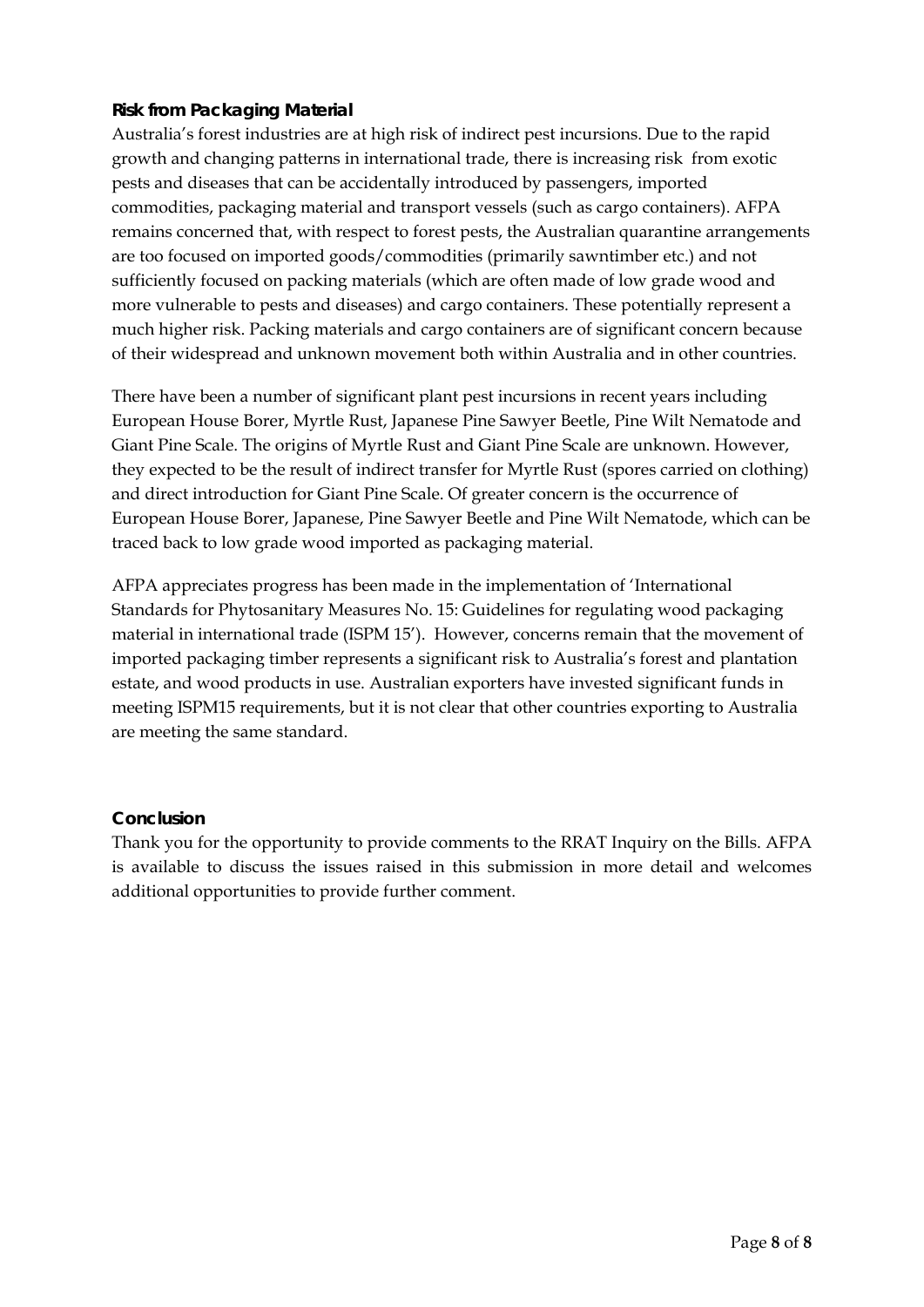**Risk from Packaging Material**

Australia's forest industries are at high risk of indirect pest incursions. Due to the rapid growth and changing patterns in international trade, there is increasing risk from exotic pests and diseases that can be accidentally introduced by passengers, imported commodities, packaging material and transport vessels (such as cargo containers). AFPA remains concerned that, with respect to forest pests, the Australian quarantine arrangements are too focused on imported goods/commodities (primarily sawntimber etc.) and not sufficiently focused on packing materials (which are often made of low grade wood and more vulnerable to pests and diseases) and cargo containers. These potentially represent a much higher risk. Packing materials and cargo containers are of significant concern because of their widespread and unknown movement both within Australia and in other countries.

There have been a number of significant plant pest incursions in recent years including European House Borer, Myrtle Rust, Japanese Pine Sawyer Beetle, Pine Wilt Nematode and Giant Pine Scale. The origins of Myrtle Rust and Giant Pine Scale are unknown. However, they expected to be the result of indirect transfer for Myrtle Rust (spores carried on clothing) and direct introduction for Giant Pine Scale. Of greater concern is the occurrence of European House Borer, Japanese, Pine Sawyer Beetle and Pine Wilt Nematode, which can be traced back to low grade wood imported as packaging material.

AFPA appreciates progress has been made in the implementation of 'International Standards for Phytosanitary Measures No. 15: Guidelines for regulating wood packaging material in international trade (ISPM 15'). However, concerns remain that the movement of imported packaging timber represents a significant risk to Australia's forest and plantation estate, and wood products in use. Australian exporters have invested significant funds in meeting ISPM15 requirements, but it is not clear that other countries exporting to Australia are meeting the same standard.

**Conclusion**

Thank you for the opportunity to provide comments to the RRAT Inquiry on the Bills. AFPA is available to discuss the issues raised in this submission in more detail and welcomes additional opportunities to provide further comment.